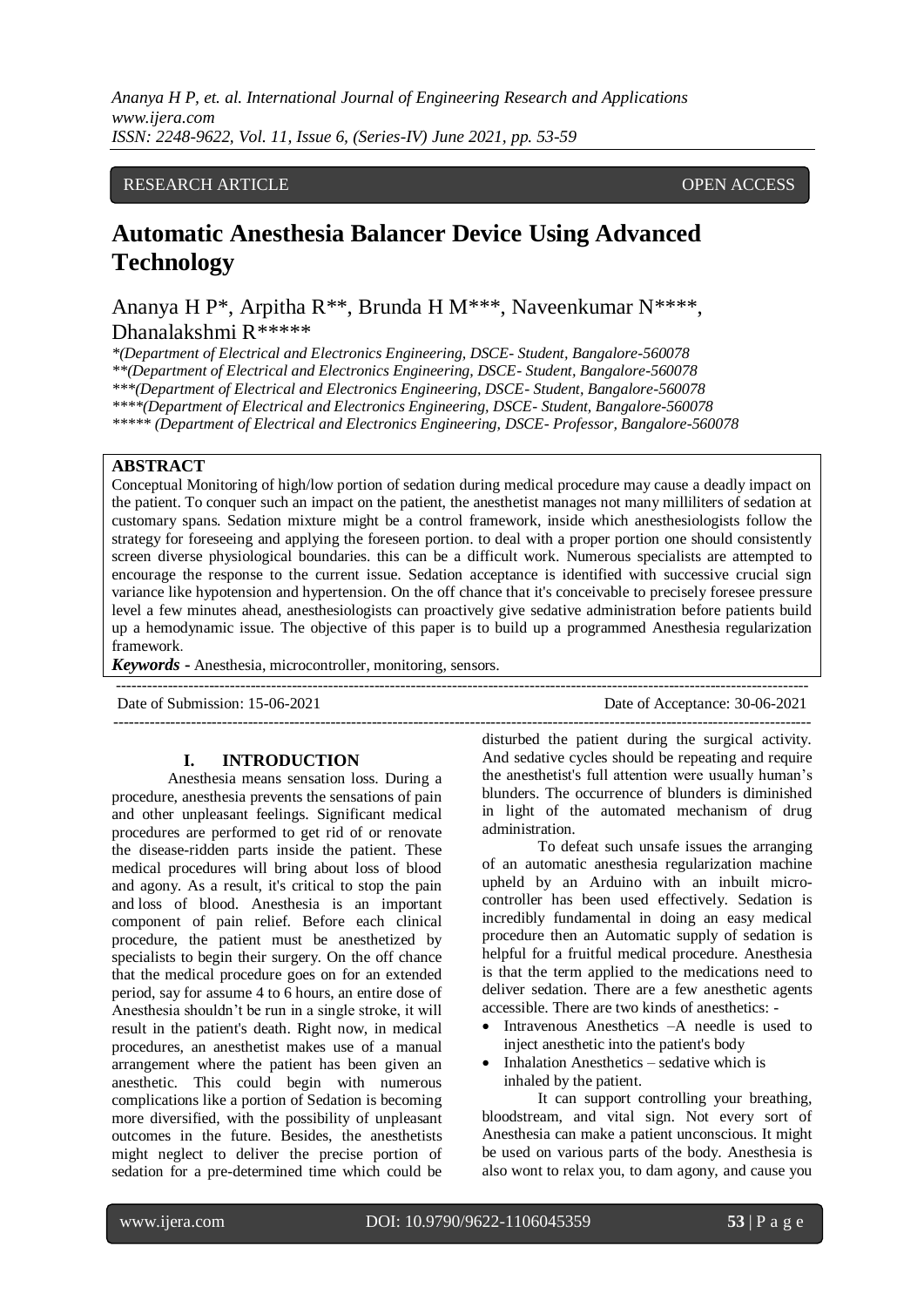RESEARCH ARTICLE OPEN ACCESS

# Automatic Anesthesia Balancer Device Using Advanced Technology

Ananya H P*, Arpitha R**, Brunda H M***, Naveenkumar N****, Dhanalakshmi R*****

*\*(Department of Electrical and Electronics Engineering, DSCE- Student, Bangalore-560078*
*\*\*(Department of Electrical and Electronics Engineering, DSCE- Student, Bangalore-560078*
*\*\*\*(Department of Electrical and Electronics Engineering, DSCE- Student, Bangalore-560078*
*\*\*\*\*(Department of Electrical and Electronics Engineering, DSCE- Student, Bangalore-560078*
*\*\*\*\*\* (Department of Electrical and Electronics Engineering, DSCE- Professor, Bangalore-560078*

## ABSTRACT

Conceptual Monitoring of high/low portion of sedation during medical procedure may cause a deadly impact on the patient. To conquer such an impact on the patient, the anesthetist manages not many milliliters of sedation at customary spans. Sedation mixture might be a control framework, inside which anesthesiologists follow the strategy for foreseeing and applying the foreseen portion. to deal with a proper portion one should consistently screen diverse physiological boundaries. this can be a difficult work. Numerous specialists are attempted to encourage the response to the current issue. Sedation acceptance is identified with successive crucial sign variance like hypotension and hypertension. On the off chance that it's conceivable to precisely foresee pressure level a few minutes ahead, anesthesiologists can proactively give sedative administration before patients build up a hemodynamic issue. The objective of this paper is to build up a programmed Anesthesia regularization framework.

***Keywords -*** Anesthesia, microcontroller, monitoring, sensors.

Date of Submission: 15-06-2021 Date of Acceptance: 30-06-2021

## I. INTRODUCTION

Anesthesia means sensation loss. During a procedure, anesthesia prevents the sensations of pain and other unpleasant feelings. Significant medical procedures are performed to get rid of or renovate the disease-ridden parts inside the patient. These medical procedures will bring about loss of blood and agony. As a result, it's critical to stop the pain and loss of blood. Anesthesia is an important component of pain relief. Before each clinical procedure, the patient must be anesthetized by specialists to begin their surgery. On the off chance that the medical procedure goes on for an extended period, say for assume 4 to 6 hours, an entire dose of Anesthesia shouldn't be run in a single stroke, it will result in the patient's death. Right now, in medical procedures, an anesthetist makes use of a manual arrangement where the patient has been given an anesthetic. This could begin with numerous complications like a portion of Sedation is becoming more diversified, with the possibility of unpleasant outcomes in the future. Besides, the anesthetists might neglect to deliver the precise portion of sedation for a pre-determined time which could be disturbed the patient during the surgical activity. And sedative cycles should be repeating and require the anesthetist's full attention were usually human's blunders. The occurrence of blunders is diminished in light of the automated mechanism of drug administration.

To defeat such unsafe issues the arranging of an automatic anesthesia regularization machine upheld by an Arduino with an inbuilt micro-controller has been used effectively. Sedation is incredibly fundamental in doing an easy medical procedure then an Automatic supply of sedation is helpful for a fruitful medical procedure. Anesthesia is that the term applied to the medications need to deliver sedation. There are a few anesthetic agents accessible. There are two kinds of anesthetics: -

- Intravenous Anesthetics –A needle is used to inject anesthetic into the patient's body
- Inhalation Anesthetics – sedative which is inhaled by the patient.

It can support controlling your breathing, bloodstream, and vital sign. Not every sort of Anesthesia can make a patient unconscious. It might be used on various parts of the body. Anesthesia is also wont to relax you, to dam agony, and cause you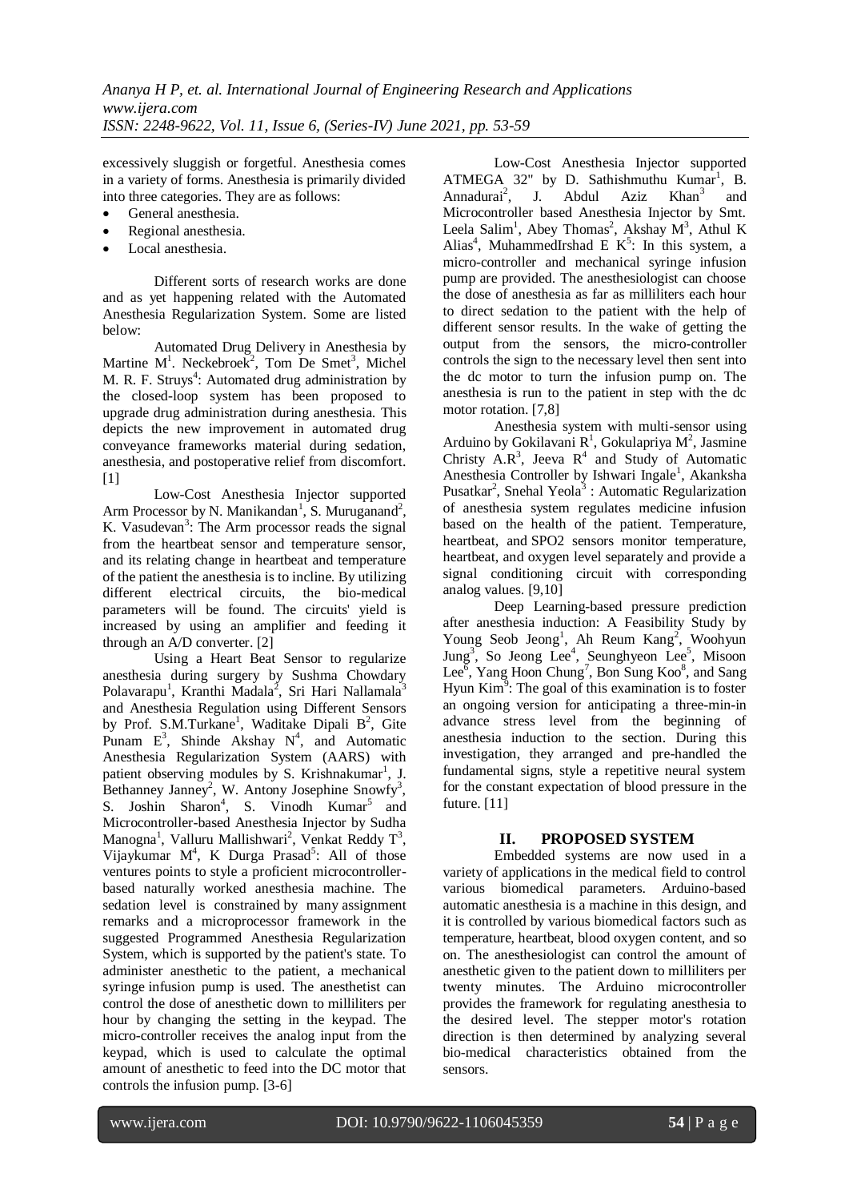excessively sluggish or forgetful. Anesthesia comes in a variety of forms. Anesthesia is primarily divided into three categories. They are as follows:

- General anesthesia.
- Regional anesthesia.
- Local anesthesia.

Different sorts of research works are done and as yet happening related with the Automated Anesthesia Regularization System. Some are listed below:

Automated Drug Delivery in Anesthesia by Martine M[1]. Neckebroek[2], Tom De Smet[3], Michel M. R. F. Struys[4]: Automated drug administration by the closed-loop system has been proposed to upgrade drug administration during anesthesia. This depicts the new improvement in automated drug conveyance frameworks material during sedation, anesthesia, and postoperative relief from discomfort. [1]

Low-Cost Anesthesia Injector supported Arm Processor by N. Manikandan[1], S. Muruganand[2], K. Vasudevan[3]: The Arm processor reads the signal from the heartbeat sensor and temperature sensor, and its relating change in heartbeat and temperature of the patient the anesthesia is to incline. By utilizing different electrical circuits, the bio-medical parameters will be found. The circuits' yield is increased by using an amplifier and feeding it through an A/D converter. [2]

Using a Heart Beat Sensor to regularize anesthesia during surgery by Sushma Chowdary Polavarapu[1], Kranthi Madala[2], Sri Hari Nallamala[3] and Anesthesia Regulation using Different Sensors by Prof. S.M.Turkane[1], Waditake Dipali B[2], Gite Punam E[3], Shinde Akshay N[4], and Automatic Anesthesia Regularization System (AARS) with patient observing modules by S. Krishnakumar[1], J. Bethanney Janney[2], W. Antony Josephine Snowfy[3], S. Joshin Sharon[4], S. Vinodh Kumar[5] and Microcontroller-based Anesthesia Injector by Sudha Manogna[1], Valluru Mallishwari[2], Venkat Reddy T[3], Vijaykumar M[4], K Durga Prasad[5]: All of those ventures points to style a proficient microcontroller-based naturally worked anesthesia machine. The sedation level is constrained by many assignment remarks and a microprocessor framework in the suggested Programmed Anesthesia Regularization System, which is supported by the patient's state. To administer anesthetic to the patient, a mechanical syringe infusion pump is used. The anesthetist can control the dose of anesthetic down to milliliters per hour by changing the setting in the keypad. The micro-controller receives the analog input from the keypad, which is used to calculate the optimal amount of anesthetic to feed into the DC motor that controls the infusion pump. [3-6]

Low-Cost Anesthesia Injector supported ATMEGA 32" by D. Sathishmuthu Kumar[1], B. Annadurai[2], J. Abdul Aziz Khan[3] and Microcontroller based Anesthesia Injector by Smt. Leela Salim[1], Abey Thomas[2], Akshay M[3], Athul K Alias[4], MuhammedIrshad E K[5]: In this system, a micro-controller and mechanical syringe infusion pump are provided. The anesthesiologist can choose the dose of anesthesia as far as milliliters each hour to direct sedation to the patient with the help of different sensor results. In the wake of getting the output from the sensors, the micro-controller controls the sign to the necessary level then sent into the dc motor to turn the infusion pump on. The anesthesia is run to the patient in step with the dc motor rotation. [7,8]

Anesthesia system with multi-sensor using Arduino by Gokilavani R[1], Gokulapriya M[2], Jasmine Christy A.R[3], Jeeva R[4] and Study of Automatic Anesthesia Controller by Ishwari Ingale[1], Akanksha Pusatkar[2], Snehal Yeola[3] : Automatic Regularization of anesthesia system regulates medicine infusion based on the health of the patient. Temperature, heartbeat, and SPO2 sensors monitor temperature, heartbeat, and oxygen level separately and provide a signal conditioning circuit with corresponding analog values. [9,10]

Deep Learning-based pressure prediction after anesthesia induction: A Feasibility Study by Young Seob Jeong[1], Ah Reum Kang[2], Woohyun Jung[3], So Jeong Lee[4], Seunghyeon Lee[5], Misoon Lee[6], Yang Hoon Chung[7], Bon Sung Koo[8], and Sang Hyun Kim[9]: The goal of this examination is to foster an ongoing version for anticipating a three-min-in advance stress level from the beginning of anesthesia induction to the section. During this investigation, they arranged and pre-handled the fundamental signs, style a repetitive neural system for the constant expectation of blood pressure in the future. [11]

## II. PROPOSED SYSTEM

Embedded systems are now used in a variety of applications in the medical field to control various biomedical parameters. Arduino-based automatic anesthesia is a machine in this design, and it is controlled by various biomedical factors such as temperature, heartbeat, blood oxygen content, and so on. The anesthesiologist can control the amount of anesthetic given to the patient down to milliliters per twenty minutes. The Arduino microcontroller provides the framework for regulating anesthesia to the desired level. The stepper motor's rotation direction is then determined by analyzing several bio-medical characteristics obtained from the sensors.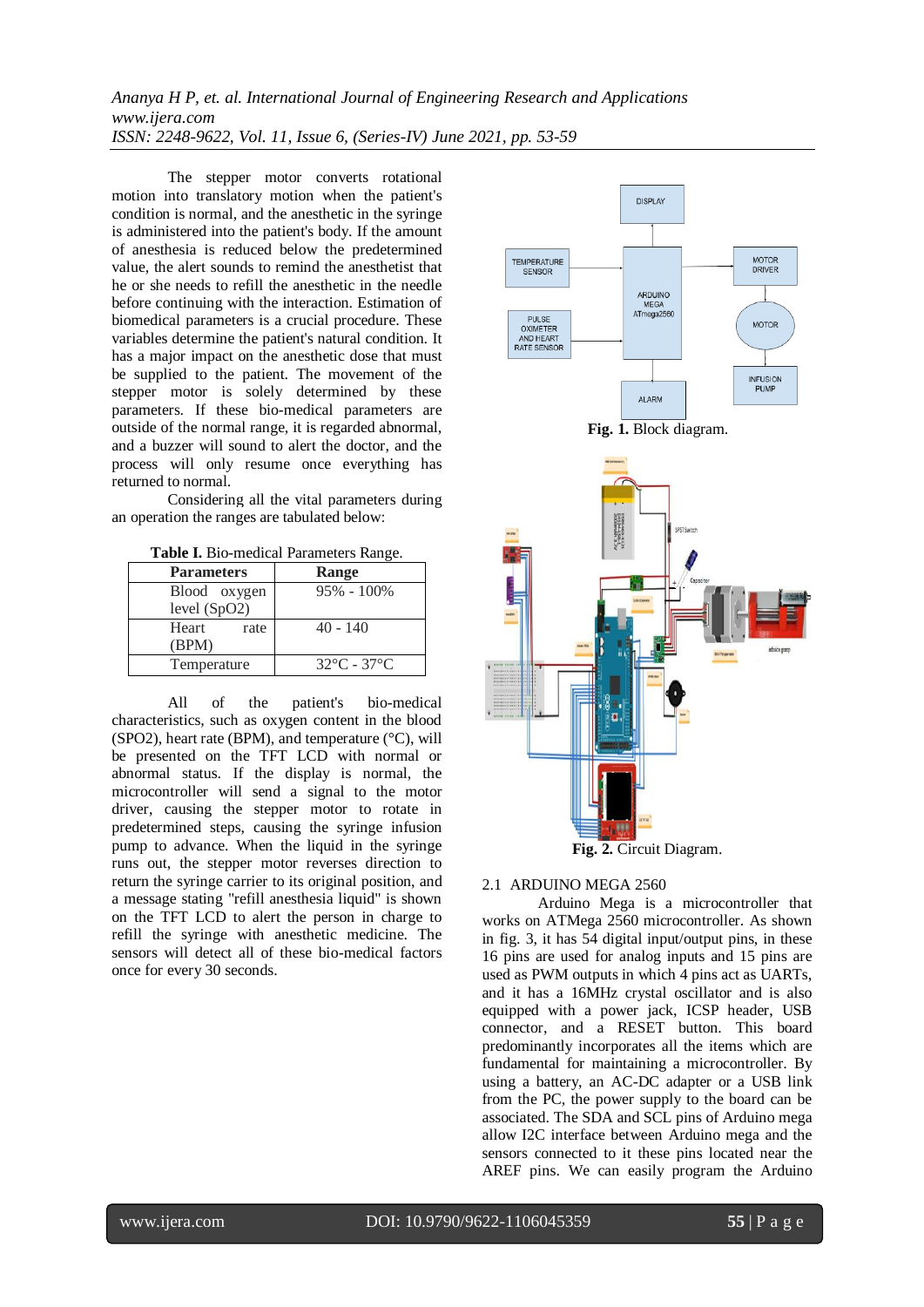The stepper motor converts rotational motion into translatory motion when the patient's condition is normal, and the anesthetic in the syringe is administered into the patient's body. If the amount of anesthesia is reduced below the predetermined value, the alert sounds to remind the anesthetist that he or she needs to refill the anesthetic in the needle before continuing with the interaction. Estimation of biomedical parameters is a crucial procedure. These variables determine the patient's natural condition. It has a major impact on the anesthetic dose that must be supplied to the patient. The movement of the stepper motor is solely determined by these parameters. If these bio-medical parameters are outside of the normal range, it is regarded abnormal, and a buzzer will sound to alert the doctor, and the process will only resume once everything has returned to normal.

Considering all the vital parameters during an operation the ranges are tabulated below:

**Table I.** Bio-medical Parameters Range.

| Parameters | Range |
|---|---|
| Blood oxygen level (SpO2) | 95% - 100% |
| Heart rate (BPM) | 40 - 140 |
| Temperature | 32°C - 37°C |

All of the patient's bio-medical characteristics, such as oxygen content in the blood (SPO2), heart rate (BPM), and temperature (°C), will be presented on the TFT LCD with normal or abnormal status. If the display is normal, the microcontroller will send a signal to the motor driver, causing the stepper motor to rotate in predetermined steps, causing the syringe infusion pump to advance. When the liquid in the syringe runs out, the stepper motor reverses direction to return the syringe carrier to its original position, and a message stating "refill anesthesia liquid" is shown on the TFT LCD to alert the person in charge to refill the syringe with anesthetic medicine. The sensors will detect all of these bio-medical factors once for every 30 seconds.

**Fig. 1.** Block diagram.

**Fig. 2.** Circuit Diagram.

### 2.1 ARDUINO MEGA 2560

Arduino Mega is a microcontroller that works on ATMega 2560 microcontroller. As shown in fig. 3, it has 54 digital input/output pins, in these 16 pins are used for analog inputs and 15 pins are used as PWM outputs in which 4 pins act as UARTs, and it has a 16MHz crystal oscillator and is also equipped with a power jack, ICSP header, USB connector, and a RESET button. This board predominantly incorporates all the items which are fundamental for maintaining a microcontroller. By using a battery, an AC-DC adapter or a USB link from the PC, the power supply to the board can be associated. The SDA and SCL pins of Arduino mega allow I2C interface between Arduino mega and the sensors connected to it these pins located near the AREF pins. We can easily program the Arduino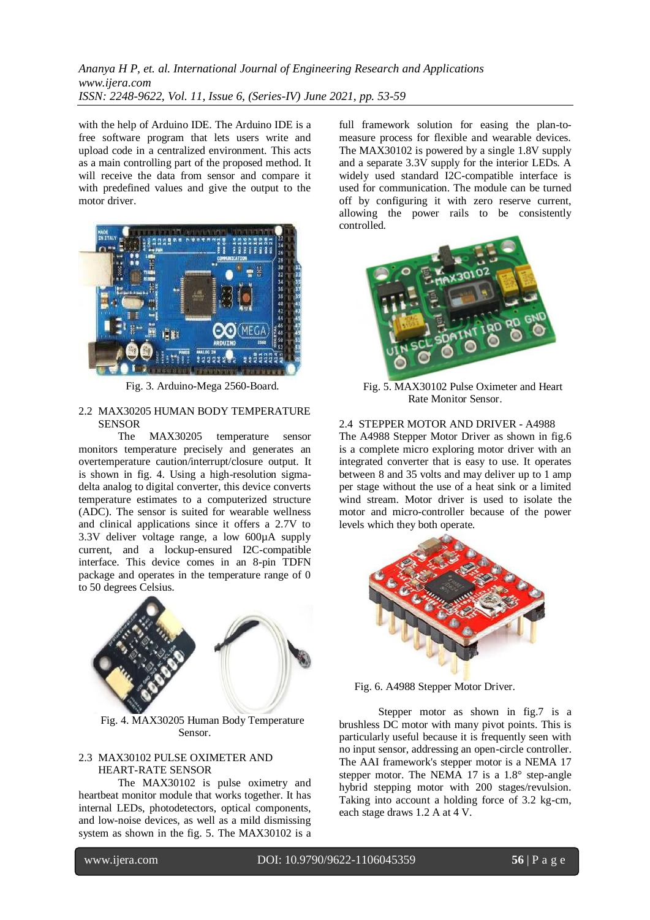with the help of Arduino IDE. The Arduino IDE is a free software program that lets users write and upload code in a centralized environment. This acts as a main controlling part of the proposed method. It will receive the data from sensor and compare it with predefined values and give the output to the motor driver.

Fig. 3. Arduino-Mega 2560-Board.

### 2.2 MAX30205 HUMAN BODY TEMPERATURE SENSOR

The MAX30205 temperature sensor monitors temperature precisely and generates an overtemperature caution/interrupt/closure output. It is shown in fig. 4. Using a high-resolution sigma-delta analog to digital converter, this device converts temperature estimates to a computerized structure (ADC). The sensor is suited for wearable wellness and clinical applications since it offers a 2.7V to 3.3V deliver voltage range, a low 600µA supply current, and a lockup-ensured I2C-compatible interface. This device comes in an 8-pin TDFN package and operates in the temperature range of 0 to 50 degrees Celsius.

Fig. 4. MAX30205 Human Body Temperature Sensor.

### 2.3 MAX30102 PULSE OXIMETER AND HEART-RATE SENSOR

The MAX30102 is pulse oximetry and heartbeat monitor module that works together. It has internal LEDs, photodetectors, optical components, and low-noise devices, as well as a mild dismissing system as shown in the fig. 5. The MAX30102 is a full framework solution for easing the plan-to-measure process for flexible and wearable devices. The MAX30102 is powered by a single 1.8V supply and a separate 3.3V supply for the interior LEDs. A widely used standard I2C-compatible interface is used for communication. The module can be turned off by configuring it with zero reserve current, allowing the power rails to be consistently controlled.

Fig. 5. MAX30102 Pulse Oximeter and Heart Rate Monitor Sensor.

### 2.4 STEPPER MOTOR AND DRIVER - A4988

The A4988 Stepper Motor Driver as shown in fig.6 is a complete micro exploring motor driver with an integrated converter that is easy to use. It operates between 8 and 35 volts and may deliver up to 1 amp per stage without the use of a heat sink or a limited wind stream. Motor driver is used to isolate the motor and micro-controller because of the power levels which they both operate.

Fig. 6. A4988 Stepper Motor Driver.

Stepper motor as shown in fig.7 is a brushless DC motor with many pivot points. This is particularly useful because it is frequently seen with no input sensor, addressing an open-circle controller. The AAI framework's stepper motor is a NEMA 17 stepper motor. The NEMA 17 is a 1.8° step-angle hybrid stepping motor with 200 stages/revulsion. Taking into account a holding force of 3.2 kg-cm, each stage draws 1.2 A at 4 V.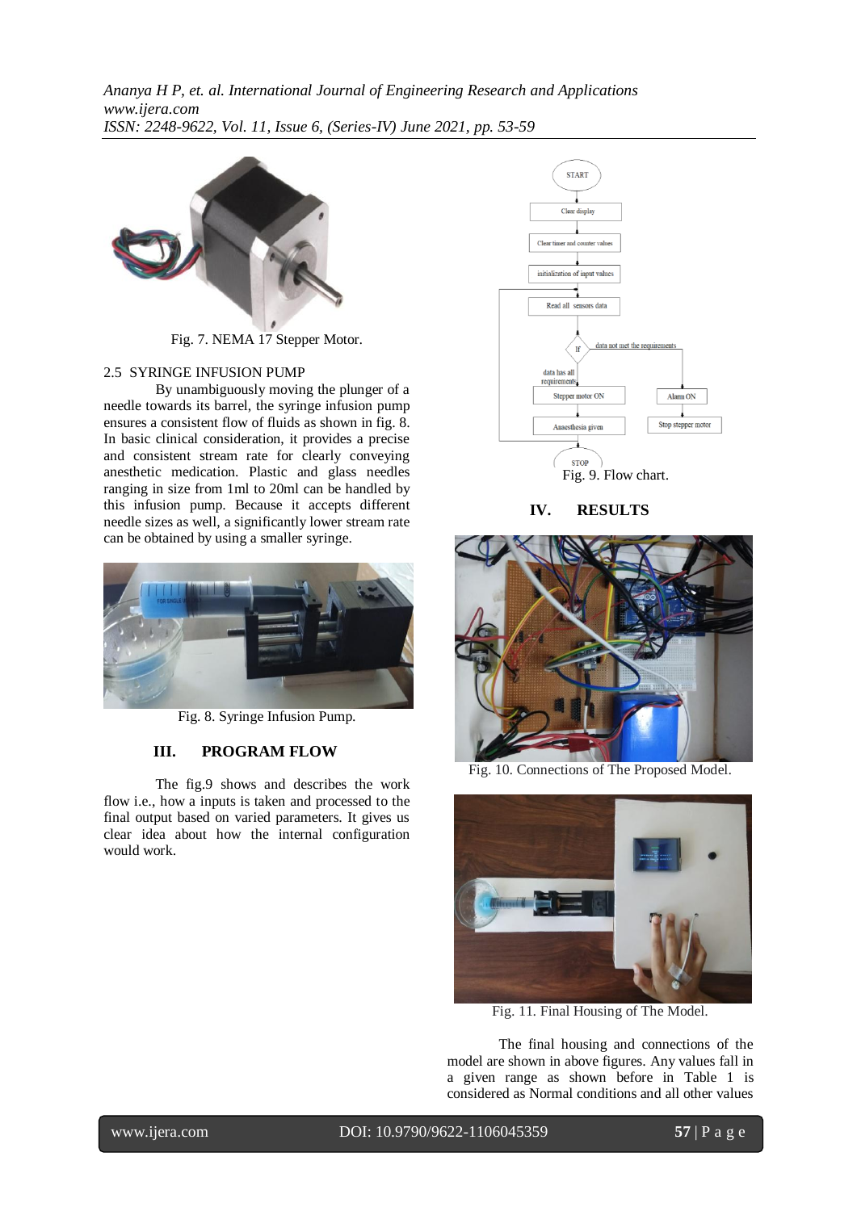Fig. 7. NEMA 17 Stepper Motor.

2.5 SYRINGE INFUSION PUMP

By unambiguously moving the plunger of a needle towards its barrel, the syringe infusion pump ensures a consistent flow of fluids as shown in fig. 8. In basic clinical consideration, it provides a precise and consistent stream rate for clearly conveying anesthetic medication. Plastic and glass needles ranging in size from 1ml to 20ml can be handled by this infusion pump. Because it accepts different needle sizes as well, a significantly lower stream rate can be obtained by using a smaller syringe.

Fig. 8. Syringe Infusion Pump.

## III. PROGRAM FLOW

The fig.9 shows and describes the work flow i.e., how a inputs is taken and processed to the final output based on varied parameters. It gives us clear idea about how the internal configuration would work.

Fig. 9. Flow chart.

## IV. RESULTS

Fig. 10. Connections of The Proposed Model.

Fig. 11. Final Housing of The Model.

The final housing and connections of the model are shown in above figures. Any values fall in a given range as shown before in Table 1 is considered as Normal conditions and all other values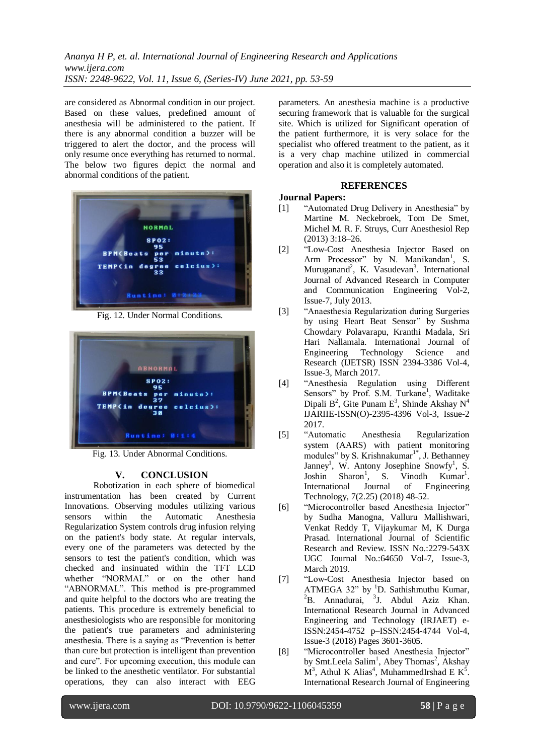are considered as Abnormal condition in our project. Based on these values, predefined amount of anesthesia will be administered to the patient. If there is any abnormal condition a buzzer will be triggered to alert the doctor, and the process will only resume once everything has returned to normal. The below two figures depict the normal and abnormal conditions of the patient.

Fig. 12. Under Normal Conditions.

Fig. 13. Under Abnormal Conditions.

## V. CONCLUSION

Robotization in each sphere of biomedical instrumentation has been created by Current Innovations. Observing modules utilizing various sensors within the Automatic Anesthesia Regularization System controls drug infusion relying on the patient's body state. At regular intervals, every one of the parameters was detected by the sensors to test the patient's condition, which was checked and insinuated within the TFT LCD whether "NORMAL" or on the other hand "ABNORMAL". This method is pre-programmed and quite helpful to the doctors who are treating the patients. This procedure is extremely beneficial to anesthesiologists who are responsible for monitoring the patient's true parameters and administering anesthesia. There is a saying as "Prevention is better than cure but protection is intelligent than prevention and cure". For upcoming execution, this module can be linked to the anesthetic ventilator. For substantial operations, they can also interact with EEG parameters. An anesthesia machine is a productive securing framework that is valuable for the surgical site. Which is utilized for Significant operation of the patient furthermore, it is very solace for the specialist who offered treatment to the patient, as it is a very chap machine utilized in commercial operation and also it is completely automated.

## REFERENCES

**Journal Papers:**

[1] "Automated Drug Delivery in Anesthesia" by Martine M. Neckebroek, Tom De Smet, Michel M. R. F. Struys, Curr Anesthesiol Rep (2013) 3:18–26.

[2] "Low-Cost Anesthesia Injector Based on Arm Processor" by N. Manikandan[1], S. Muruganand[2], K. Vasudevan[3]. International Journal of Advanced Research in Computer and Communication Engineering Vol-2, Issue-7, July 2013.

[3] "Anaesthesia Regularization during Surgeries by using Heart Beat Sensor" by Sushma Chowdary Polavarapu, Kranthi Madala, Sri Hari Nallamala. International Journal of Engineering Technology Science and Research (IJETSR) ISSN 2394-3386 Vol-4, Issue-3, March 2017.

[4] "Anesthesia Regulation using Different Sensors" by Prof. S.M. Turkane[1], Waditake Dipali B[2], Gite Punam E[3], Shinde Akshay N[4] IJARIIE-ISSN(O)-2395-4396 Vol-3, Issue-2 2017.

[5] "Automatic Anesthesia Regularization system (AARS) with patient monitoring modules" by S. Krishnakumar[1*], J. Bethanney Janney[1], W. Antony Josephine Snowfy[1], S. Joshin Sharon[1], S. Vinodh Kumar[1]. International Journal of Engineering Technology, 7(2.25) (2018) 48-52.

[6] "Microcontroller based Anesthesia Injector" by Sudha Manogna, Valluru Mallishwari, Venkat Reddy T, Vijaykumar M, K Durga Prasad. International Journal of Scientific Research and Review. ISSN No.:2279-543X UGC Journal No.:64650 Vol-7, Issue-3, March 2019.

[7] "Low-Cost Anesthesia Injector based on ATMEGA 32" by [1]D. Sathishmuthu Kumar, [2]B. Annadurai, [3]J. Abdul Aziz Khan. International Research Journal in Advanced Engineering and Technology (IRJAET) e-ISSN:2454-4752 p–ISSN:2454-4744 Vol-4, Issue-3 (2018) Pages 3601-3605.

[8] "Microcontroller based Anesthesia Injector" by Smt.Leela Salim[1], Abey Thomas[2], Akshay M[3], Athul K Alias[4], MuhammedIrshad E K[5]. International Research Journal of Engineering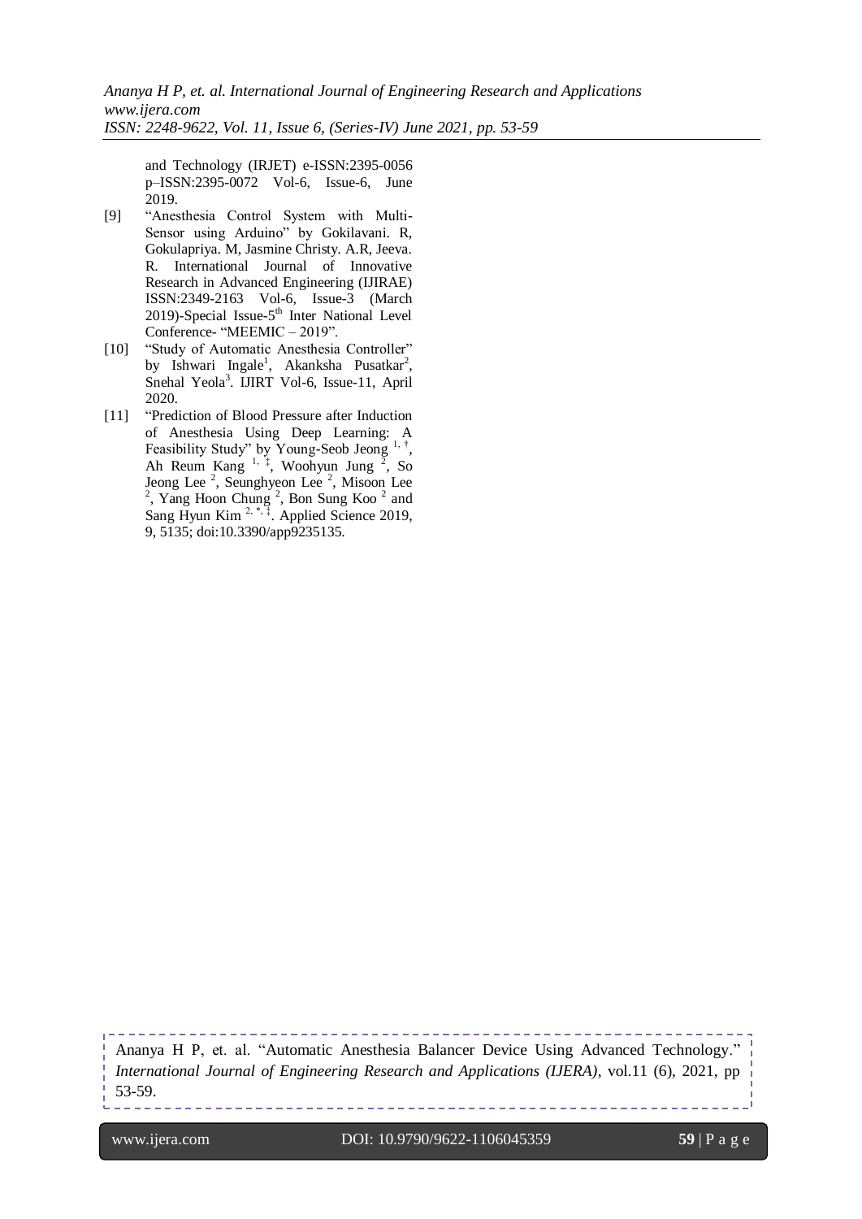and Technology (IRJET) e-ISSN:2395-0056 p–ISSN:2395-0072 Vol-6, Issue-6, June 2019.

[9] "Anesthesia Control System with Multi-Sensor using Arduino" by Gokilavani. R, Gokulapriya. M, Jasmine Christy. A.R, Jeeva. R. International Journal of Innovative Research in Advanced Engineering (IJIRAE) ISSN:2349-2163 Vol-6, Issue-3 (March 2019)-Special Issue-5th Inter National Level Conference- "MEEMIC – 2019".

[10] "Study of Automatic Anesthesia Controller" by Ishwari Ingale[1], Akanksha Pusatkar[2], Snehal Yeola[3]. IJIRT Vol-6, Issue-11, April 2020.

[11] "Prediction of Blood Pressure after Induction of Anesthesia Using Deep Learning: A Feasibility Study" by Young-Seob Jeong [1, †], Ah Reum Kang [1, ‡], Woohyun Jung [2], So Jeong Lee [2], Seunghyeon Lee [2], Misoon Lee [2], Yang Hoon Chung [2], Bon Sung Koo [2] and Sang Hyun Kim [2, *, ‡]. Applied Science 2019, 9, 5135; doi:10.3390/app9235135.

Ananya H P, et. al. "Automatic Anesthesia Balancer Device Using Advanced Technology." *International Journal of Engineering Research and Applications (IJERA)*, vol.11 (6), 2021, pp 53-59.